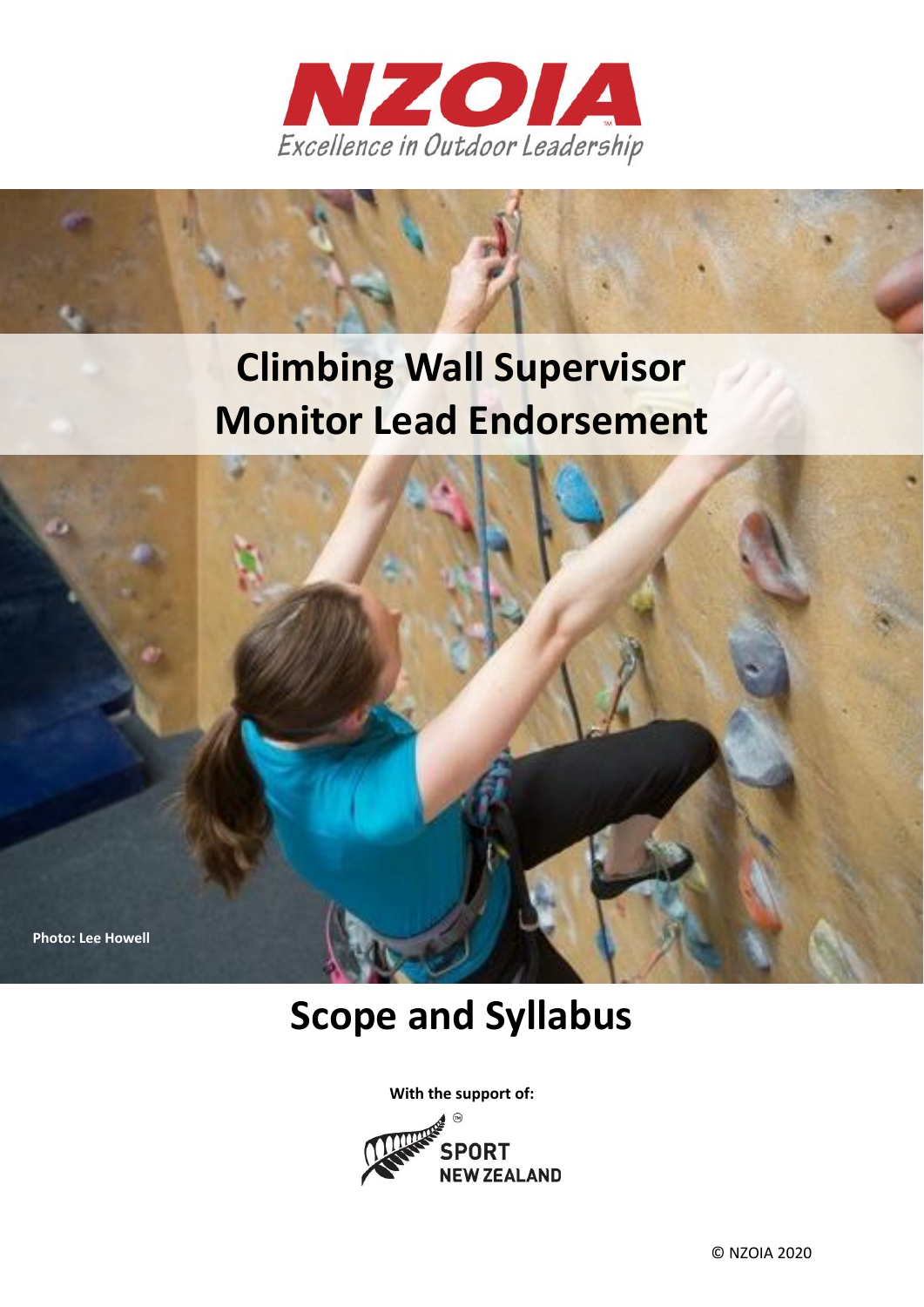# NZOIA

*Excellence in Outdoor Leadership*

# Climbing Wall Supervisor Monitor Lead Endorsement

**Photo: Lee Howell**

# Scope and Syllabus

**With the support of:**

SPORT NEW ZEALAND

© NZOIA 2020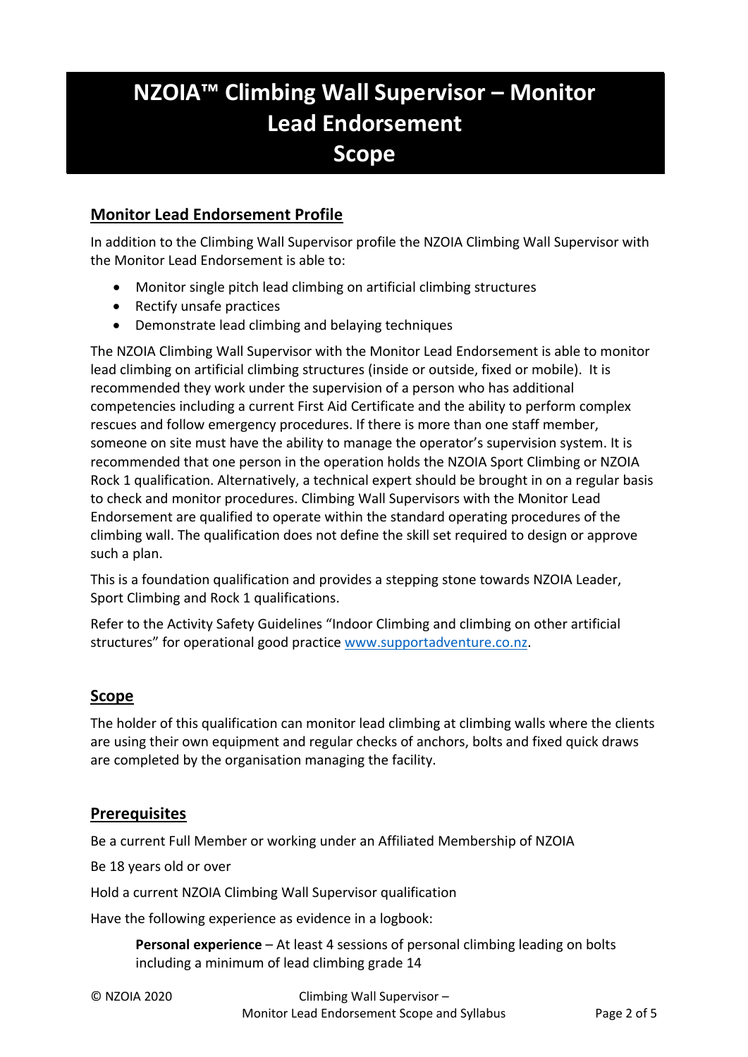# NZOIA™ Climbing Wall Supervisor – Monitor Lead Endorsement Scope

## Monitor Lead Endorsement Profile

In addition to the Climbing Wall Supervisor profile the NZOIA Climbing Wall Supervisor with the Monitor Lead Endorsement is able to:

- Monitor single pitch lead climbing on artificial climbing structures
- Rectify unsafe practices
- Demonstrate lead climbing and belaying techniques

The NZOIA Climbing Wall Supervisor with the Monitor Lead Endorsement is able to monitor lead climbing on artificial climbing structures (inside or outside, fixed or mobile). It is recommended they work under the supervision of a person who has additional competencies including a current First Aid Certificate and the ability to perform complex rescues and follow emergency procedures. If there is more than one staff member, someone on site must have the ability to manage the operator's supervision system. It is recommended that one person in the operation holds the NZOIA Sport Climbing or NZOIA Rock 1 qualification. Alternatively, a technical expert should be brought in on a regular basis to check and monitor procedures. Climbing Wall Supervisors with the Monitor Lead Endorsement are qualified to operate within the standard operating procedures of the climbing wall. The qualification does not define the skill set required to design or approve such a plan.

This is a foundation qualification and provides a stepping stone towards NZOIA Leader, Sport Climbing and Rock 1 qualifications.

Refer to the Activity Safety Guidelines "Indoor Climbing and climbing on other artificial structures" for operational good practice www.supportadventure.co.nz.

## Scope

The holder of this qualification can monitor lead climbing at climbing walls where the clients are using their own equipment and regular checks of anchors, bolts and fixed quick draws are completed by the organisation managing the facility.

## Prerequisites

Be a current Full Member or working under an Affiliated Membership of NZOIA

Be 18 years old or over

Hold a current NZOIA Climbing Wall Supervisor qualification

Have the following experience as evidence in a logbook:

> **Personal experience** – At least 4 sessions of personal climbing leading on bolts including a minimum of lead climbing grade 14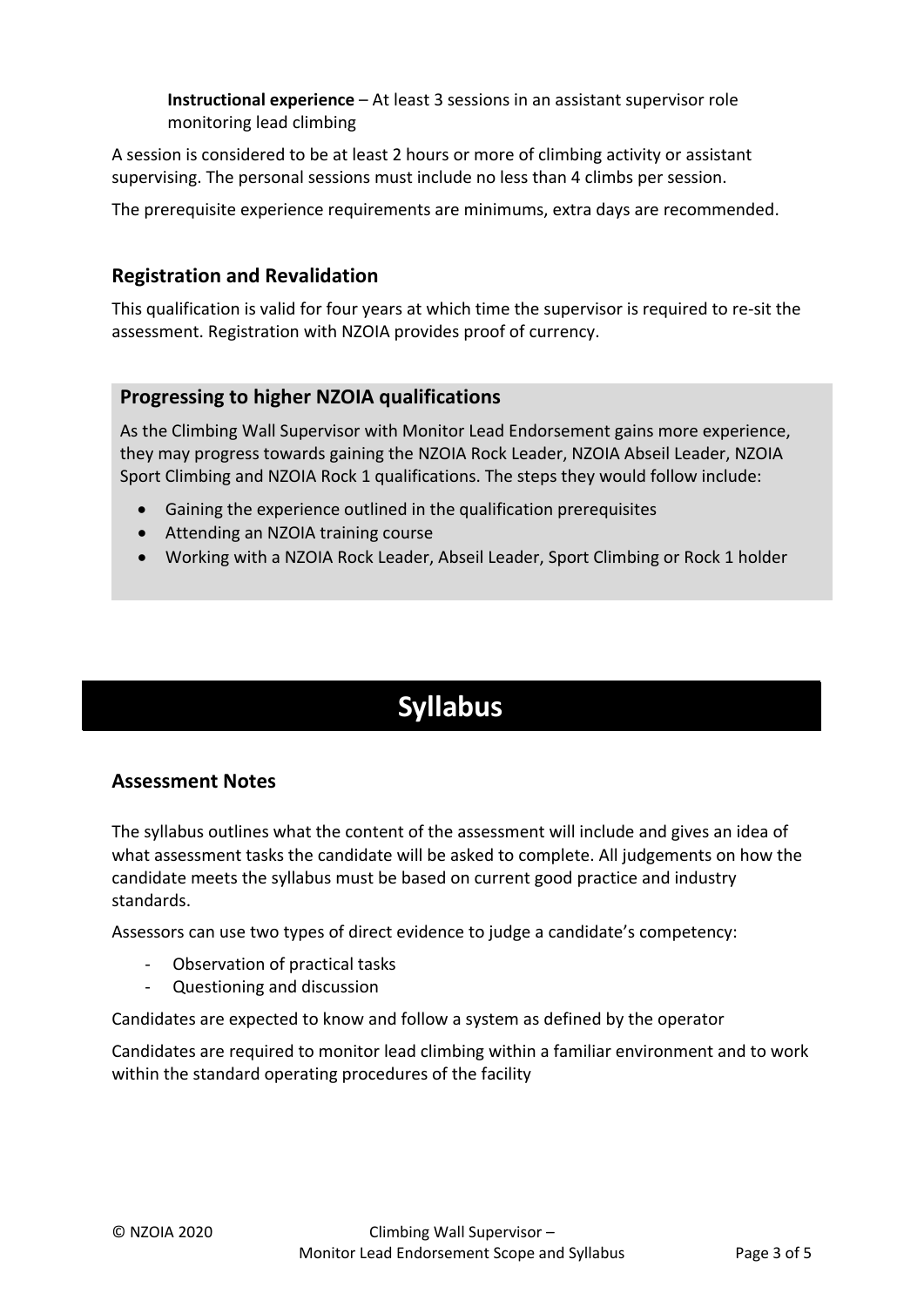**Instructional experience** – At least 3 sessions in an assistant supervisor role monitoring lead climbing

A session is considered to be at least 2 hours or more of climbing activity or assistant supervising. The personal sessions must include no less than 4 climbs per session.

The prerequisite experience requirements are minimums, extra days are recommended.

## Registration and Revalidation

This qualification is valid for four years at which time the supervisor is required to re-sit the assessment. Registration with NZOIA provides proof of currency.

## Progressing to higher NZOIA qualifications

As the Climbing Wall Supervisor with Monitor Lead Endorsement gains more experience, they may progress towards gaining the NZOIA Rock Leader, NZOIA Abseil Leader, NZOIA Sport Climbing and NZOIA Rock 1 qualifications. The steps they would follow include:

- Gaining the experience outlined in the qualification prerequisites
- Attending an NZOIA training course
- Working with a NZOIA Rock Leader, Abseil Leader, Sport Climbing or Rock 1 holder

# Syllabus

## Assessment Notes

The syllabus outlines what the content of the assessment will include and gives an idea of what assessment tasks the candidate will be asked to complete. All judgements on how the candidate meets the syllabus must be based on current good practice and industry standards.

Assessors can use two types of direct evidence to judge a candidate's competency:

- Observation of practical tasks
- Questioning and discussion

Candidates are expected to know and follow a system as defined by the operator

Candidates are required to monitor lead climbing within a familiar environment and to work within the standard operating procedures of the facility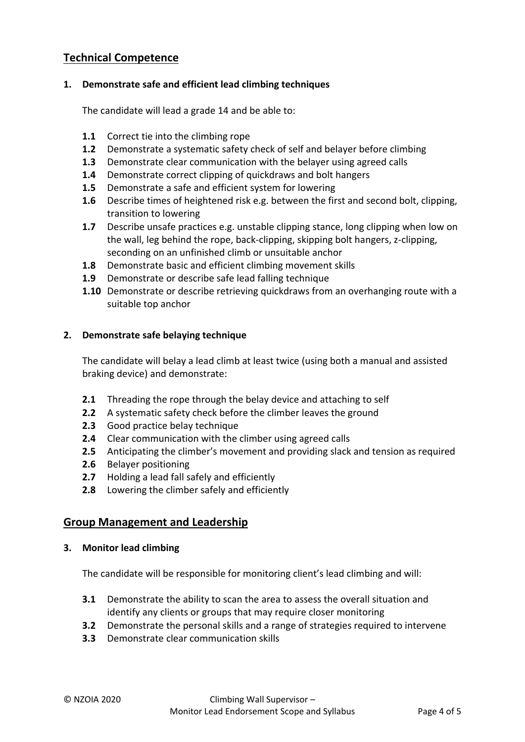## Technical Competence

**1. Demonstrate safe and efficient lead climbing techniques**

The candidate will lead a grade 14 and be able to:

- **1.1** Correct tie into the climbing rope
- **1.2** Demonstrate a systematic safety check of self and belayer before climbing
- **1.3** Demonstrate clear communication with the belayer using agreed calls
- **1.4** Demonstrate correct clipping of quickdraws and bolt hangers
- **1.5** Demonstrate a safe and efficient system for lowering
- **1.6** Describe times of heightened risk e.g. between the first and second bolt, clipping, transition to lowering
- **1.7** Describe unsafe practices e.g. unstable clipping stance, long clipping when low on the wall, leg behind the rope, back-clipping, skipping bolt hangers, z-clipping, seconding on an unfinished climb or unsuitable anchor
- **1.8** Demonstrate basic and efficient climbing movement skills
- **1.9** Demonstrate or describe safe lead falling technique
- **1.10** Demonstrate or describe retrieving quickdraws from an overhanging route with a suitable top anchor

**2. Demonstrate safe belaying technique**

The candidate will belay a lead climb at least twice (using both a manual and assisted braking device) and demonstrate:

- **2.1** Threading the rope through the belay device and attaching to self
- **2.2** A systematic safety check before the climber leaves the ground
- **2.3** Good practice belay technique
- **2.4** Clear communication with the climber using agreed calls
- **2.5** Anticipating the climber's movement and providing slack and tension as required
- **2.6** Belayer positioning
- **2.7** Holding a lead fall safely and efficiently
- **2.8** Lowering the climber safely and efficiently

## Group Management and Leadership

**3. Monitor lead climbing**

The candidate will be responsible for monitoring client's lead climbing and will:

- **3.1** Demonstrate the ability to scan the area to assess the overall situation and identify any clients or groups that may require closer monitoring
- **3.2** Demonstrate the personal skills and a range of strategies required to intervene
- **3.3** Demonstrate clear communication skills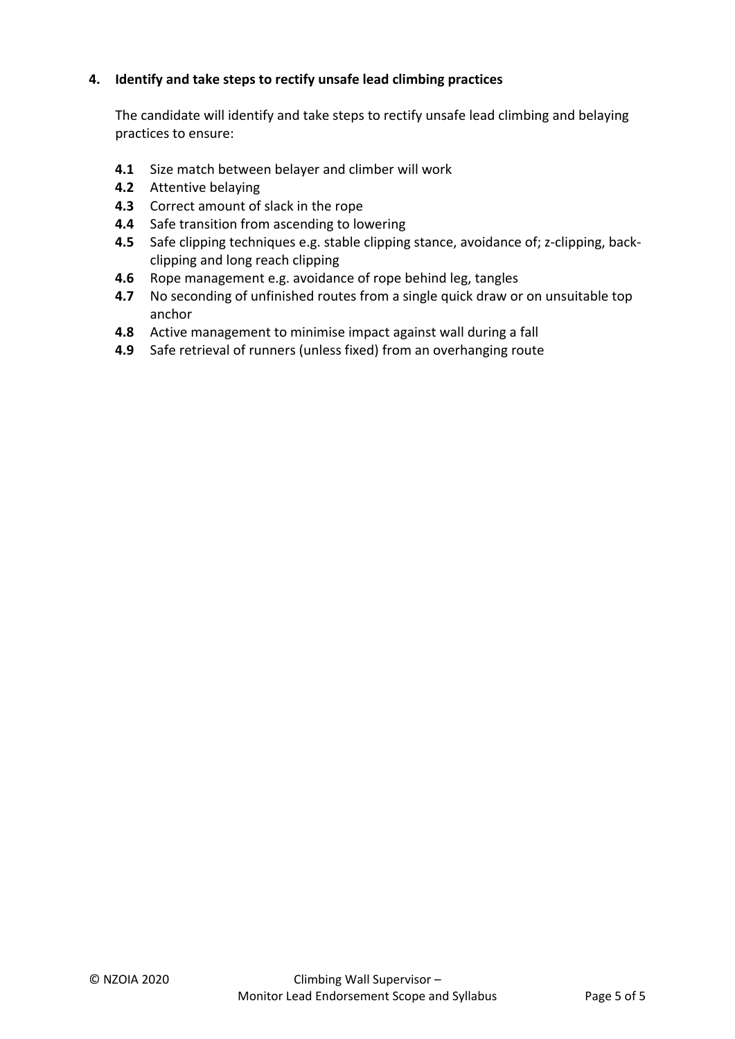### 4. Identify and take steps to rectify unsafe lead climbing practices

The candidate will identify and take steps to rectify unsafe lead climbing and belaying practices to ensure:

- **4.1** Size match between belayer and climber will work
- **4.2** Attentive belaying
- **4.3** Correct amount of slack in the rope
- **4.4** Safe transition from ascending to lowering
- **4.5** Safe clipping techniques e.g. stable clipping stance, avoidance of; z-clipping, back-clipping and long reach clipping
- **4.6** Rope management e.g. avoidance of rope behind leg, tangles
- **4.7** No seconding of unfinished routes from a single quick draw or on unsuitable top anchor
- **4.8** Active management to minimise impact against wall during a fall
- **4.9** Safe retrieval of runners (unless fixed) from an overhanging route